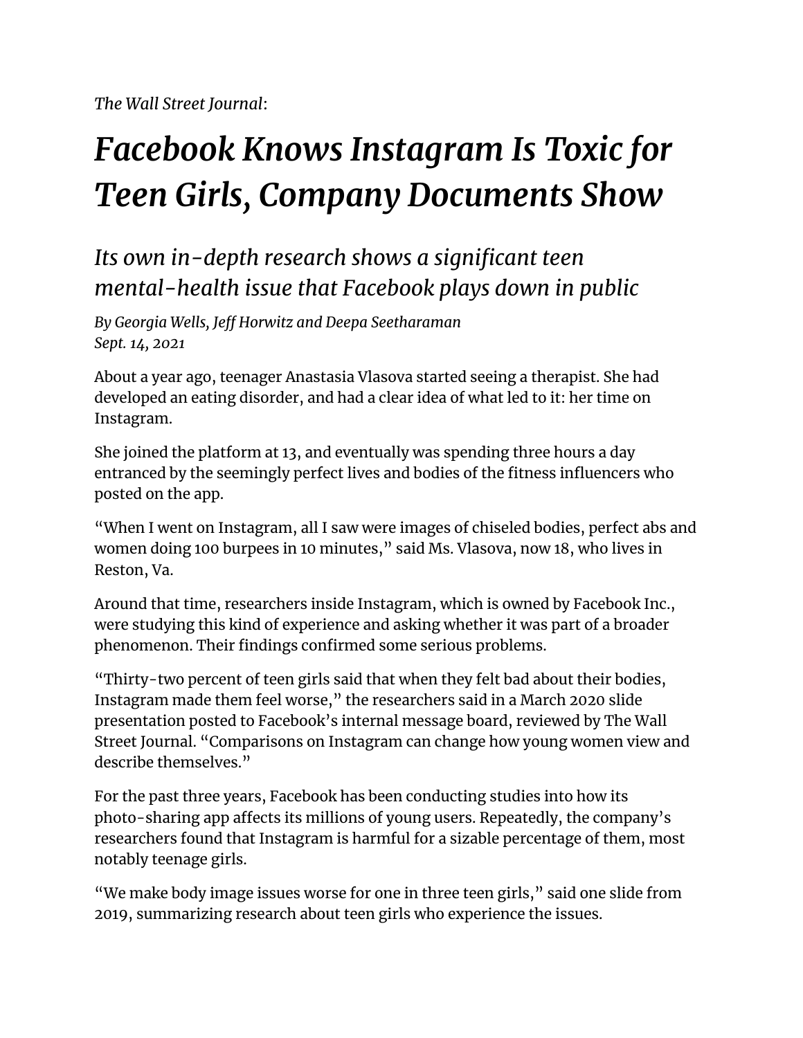*The Wall Street Journal*:

# *Facebook Knows Instagram Is Toxic for Teen Girls, Company Documents Show*

## *Its own in-depth research shows a significant teen mental-health issue that Facebook plays down in public*

*By Georgia Wells, Jeff Horwitz and Deepa Seetharaman*
*Sept. 14, 2021*

About a year ago, teenager Anastasia Vlasova started seeing a therapist. She had developed an eating disorder, and had a clear idea of what led to it: her time on Instagram.

She joined the platform at 13, and eventually was spending three hours a day entranced by the seemingly perfect lives and bodies of the fitness influencers who posted on the app.

"When I went on Instagram, all I saw were images of chiseled bodies, perfect abs and women doing 100 burpees in 10 minutes," said Ms. Vlasova, now 18, who lives in Reston, Va.

Around that time, researchers inside Instagram, which is owned by Facebook Inc., were studying this kind of experience and asking whether it was part of a broader phenomenon. Their findings confirmed some serious problems.

"Thirty-two percent of teen girls said that when they felt bad about their bodies, Instagram made them feel worse," the researchers said in a March 2020 slide presentation posted to Facebook's internal message board, reviewed by The Wall Street Journal. "Comparisons on Instagram can change how young women view and describe themselves."

For the past three years, Facebook has been conducting studies into how its photo-sharing app affects its millions of young users. Repeatedly, the company's researchers found that Instagram is harmful for a sizable percentage of them, most notably teenage girls.

"We make body image issues worse for one in three teen girls," said one slide from 2019, summarizing research about teen girls who experience the issues.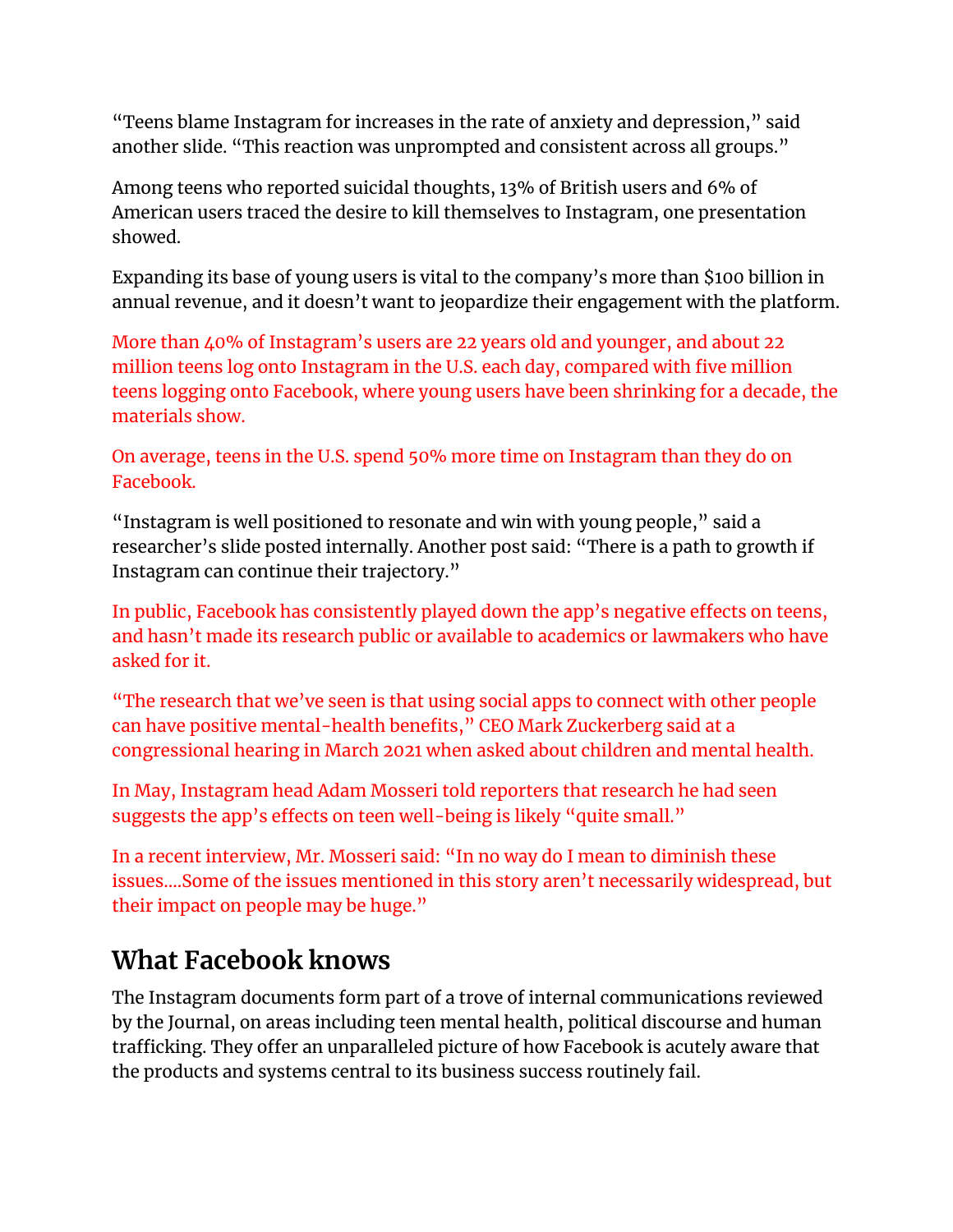"Teens blame Instagram for increases in the rate of anxiety and depression," said another slide. "This reaction was unprompted and consistent across all groups."

Among teens who reported suicidal thoughts, 13% of British users and 6% of American users traced the desire to kill themselves to Instagram, one presentation showed.

Expanding its base of young users is vital to the company's more than $100 billion in annual revenue, and it doesn't want to jeopardize their engagement with the platform.

More than 40% of Instagram's users are 22 years old and younger, and about 22 million teens log onto Instagram in the U.S. each day, compared with five million teens logging onto Facebook, where young users have been shrinking for a decade, the materials show.

On average, teens in the U.S. spend 50% more time on Instagram than they do on Facebook.

"Instagram is well positioned to resonate and win with young people," said a researcher's slide posted internally. Another post said: "There is a path to growth if Instagram can continue their trajectory."

In public, Facebook has consistently played down the app's negative effects on teens, and hasn't made its research public or available to academics or lawmakers who have asked for it.

"The research that we've seen is that using social apps to connect with other people can have positive mental-health benefits," CEO Mark Zuckerberg said at a congressional hearing in March 2021 when asked about children and mental health.

In May, Instagram head Adam Mosseri told reporters that research he had seen suggests the app's effects on teen well-being is likely "quite small."

In a recent interview, Mr. Mosseri said: "In no way do I mean to diminish these issues....Some of the issues mentioned in this story aren't necessarily widespread, but their impact on people may be huge."

## What Facebook knows

The Instagram documents form part of a trove of internal communications reviewed by the Journal, on areas including teen mental health, political discourse and human trafficking. They offer an unparalleled picture of how Facebook is acutely aware that the products and systems central to its business success routinely fail.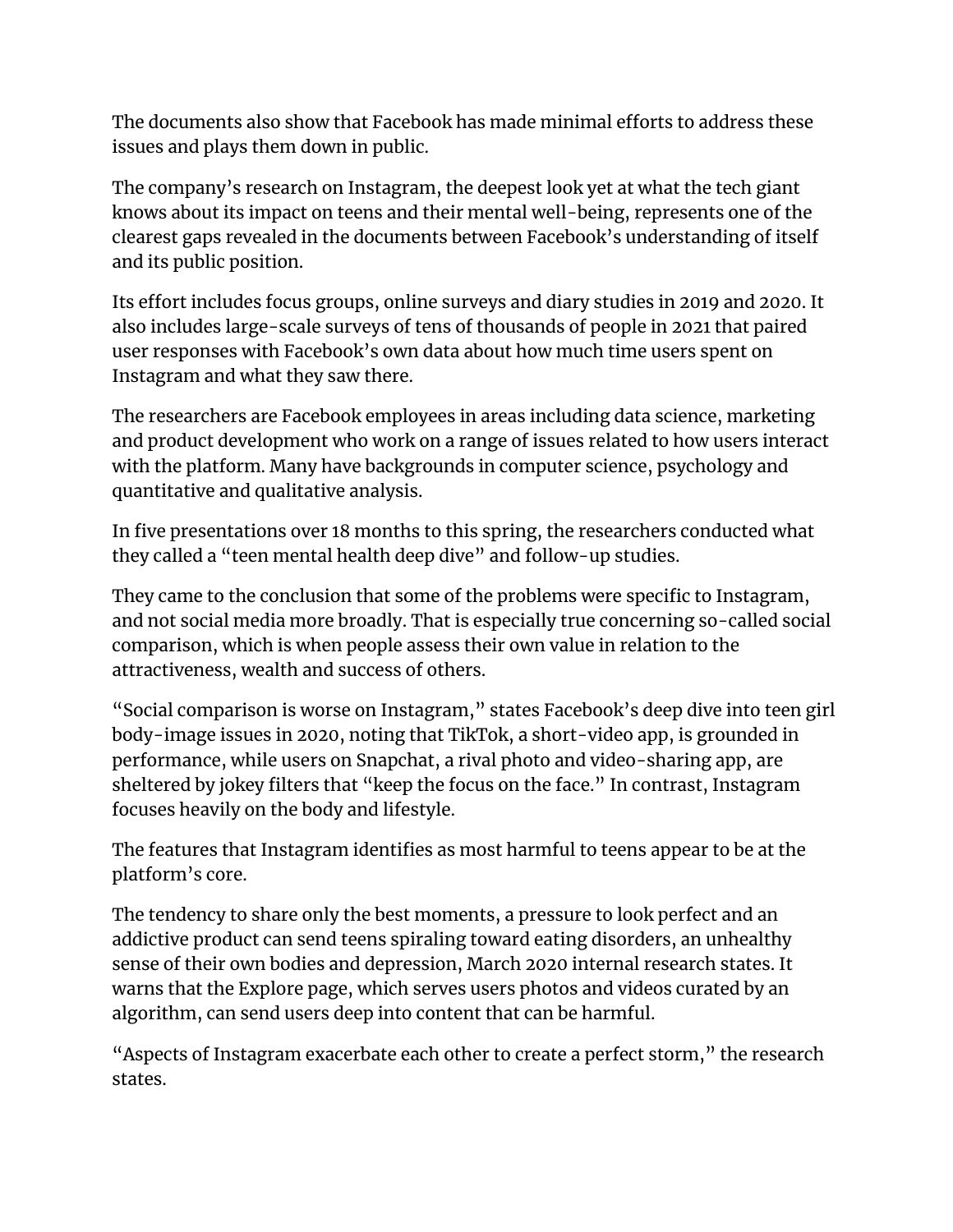The documents also show that Facebook has made minimal efforts to address these issues and plays them down in public.

The company's research on Instagram, the deepest look yet at what the tech giant knows about its impact on teens and their mental well-being, represents one of the clearest gaps revealed in the documents between Facebook's understanding of itself and its public position.

Its effort includes focus groups, online surveys and diary studies in 2019 and 2020. It also includes large-scale surveys of tens of thousands of people in 2021 that paired user responses with Facebook's own data about how much time users spent on Instagram and what they saw there.

The researchers are Facebook employees in areas including data science, marketing and product development who work on a range of issues related to how users interact with the platform. Many have backgrounds in computer science, psychology and quantitative and qualitative analysis.

In five presentations over 18 months to this spring, the researchers conducted what they called a "teen mental health deep dive" and follow-up studies.

They came to the conclusion that some of the problems were specific to Instagram, and not social media more broadly. That is especially true concerning so-called social comparison, which is when people assess their own value in relation to the attractiveness, wealth and success of others.

"Social comparison is worse on Instagram," states Facebook's deep dive into teen girl body-image issues in 2020, noting that TikTok, a short-video app, is grounded in performance, while users on Snapchat, a rival photo and video-sharing app, are sheltered by jokey filters that "keep the focus on the face." In contrast, Instagram focuses heavily on the body and lifestyle.

The features that Instagram identifies as most harmful to teens appear to be at the platform's core.

The tendency to share only the best moments, a pressure to look perfect and an addictive product can send teens spiraling toward eating disorders, an unhealthy sense of their own bodies and depression, March 2020 internal research states. It warns that the Explore page, which serves users photos and videos curated by an algorithm, can send users deep into content that can be harmful.

"Aspects of Instagram exacerbate each other to create a perfect storm," the research states.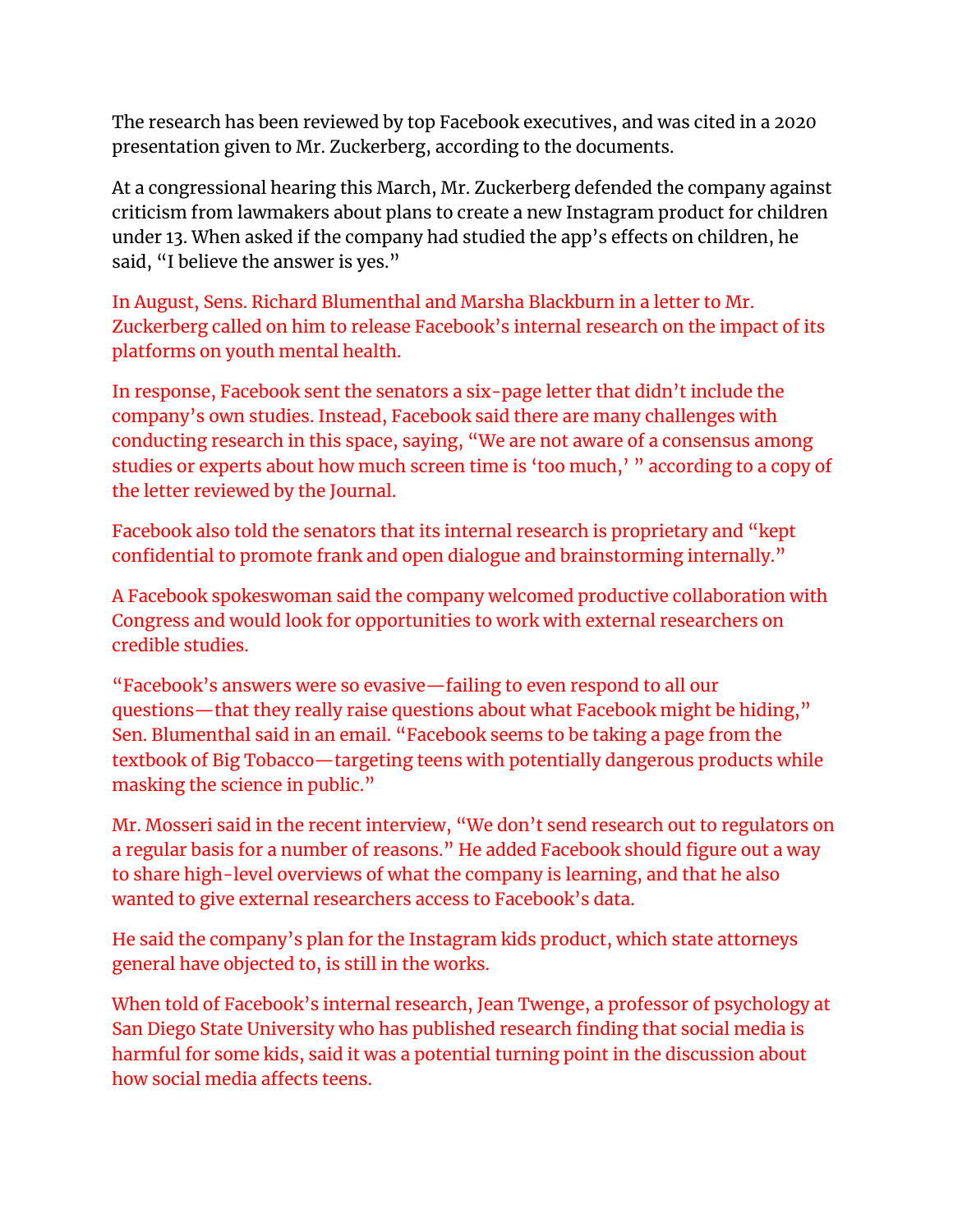The research has been reviewed by top Facebook executives, and was cited in a 2020 presentation given to Mr. Zuckerberg, according to the documents.

At a congressional hearing this March, Mr. Zuckerberg defended the company against criticism from lawmakers about plans to create a new Instagram product for children under 13. When asked if the company had studied the app's effects on children, he said, "I believe the answer is yes."

In August, Sens. Richard Blumenthal and Marsha Blackburn in a letter to Mr. Zuckerberg called on him to release Facebook's internal research on the impact of its platforms on youth mental health.

In response, Facebook sent the senators a six-page letter that didn't include the company's own studies. Instead, Facebook said there are many challenges with conducting research in this space, saying, "We are not aware of a consensus among studies or experts about how much screen time is 'too much,' " according to a copy of the letter reviewed by the Journal.

Facebook also told the senators that its internal research is proprietary and "kept confidential to promote frank and open dialogue and brainstorming internally."

A Facebook spokeswoman said the company welcomed productive collaboration with Congress and would look for opportunities to work with external researchers on credible studies.

"Facebook's answers were so evasive—failing to even respond to all our questions—that they really raise questions about what Facebook might be hiding," Sen. Blumenthal said in an email. "Facebook seems to be taking a page from the textbook of Big Tobacco—targeting teens with potentially dangerous products while masking the science in public."

Mr. Mosseri said in the recent interview, "We don't send research out to regulators on a regular basis for a number of reasons." He added Facebook should figure out a way to share high-level overviews of what the company is learning, and that he also wanted to give external researchers access to Facebook's data.

He said the company's plan for the Instagram kids product, which state attorneys general have objected to, is still in the works.

When told of Facebook's internal research, Jean Twenge, a professor of psychology at San Diego State University who has published research finding that social media is harmful for some kids, said it was a potential turning point in the discussion about how social media affects teens.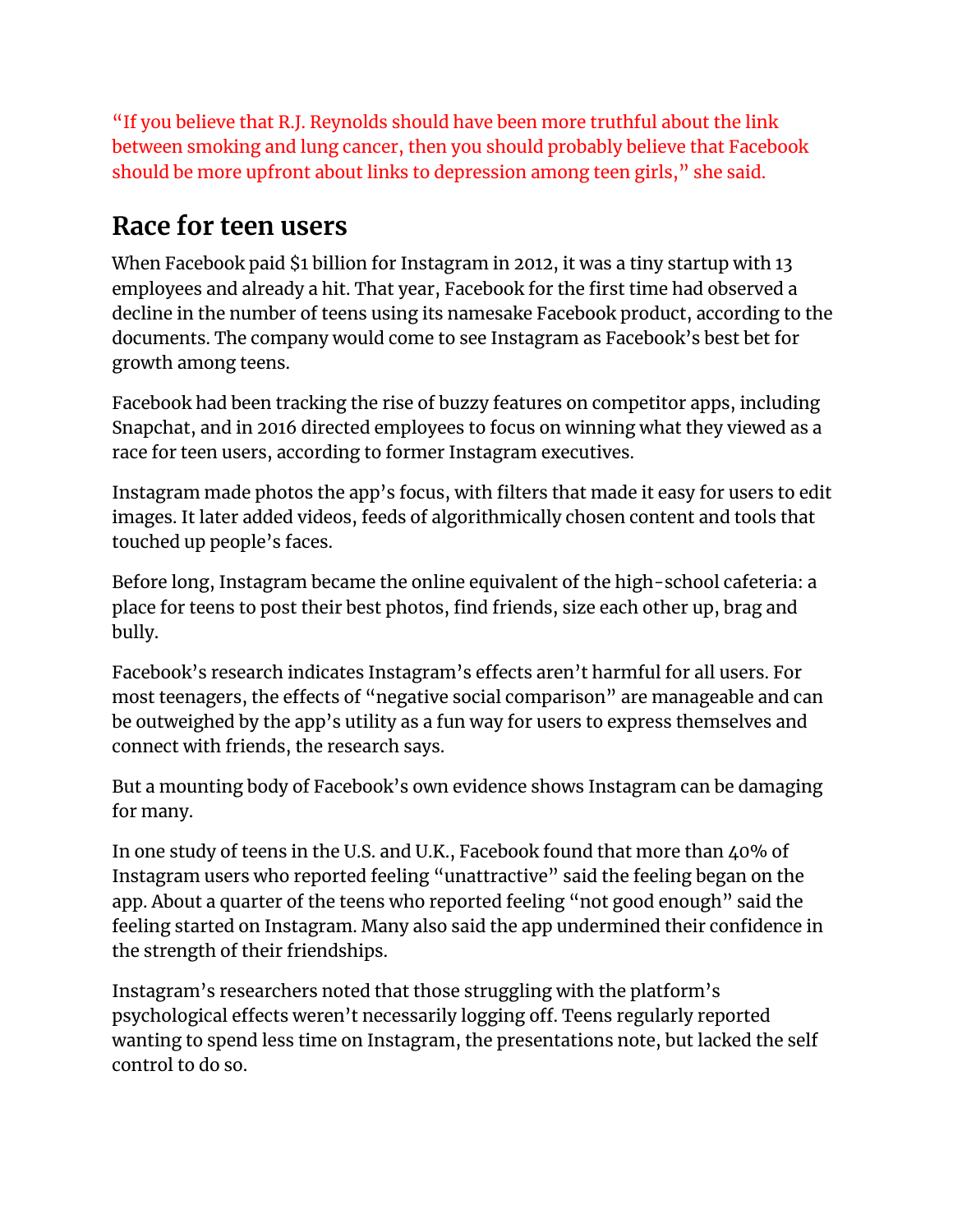"If you believe that R.J. Reynolds should have been more truthful about the link between smoking and lung cancer, then you should probably believe that Facebook should be more upfront about links to depression among teen girls," she said.

## Race for teen users

When Facebook paid $1 billion for Instagram in 2012, it was a tiny startup with 13 employees and already a hit. That year, Facebook for the first time had observed a decline in the number of teens using its namesake Facebook product, according to the documents. The company would come to see Instagram as Facebook's best bet for growth among teens.

Facebook had been tracking the rise of buzzy features on competitor apps, including Snapchat, and in 2016 directed employees to focus on winning what they viewed as a race for teen users, according to former Instagram executives.

Instagram made photos the app's focus, with filters that made it easy for users to edit images. It later added videos, feeds of algorithmically chosen content and tools that touched up people's faces.

Before long, Instagram became the online equivalent of the high-school cafeteria: a place for teens to post their best photos, find friends, size each other up, brag and bully.

Facebook's research indicates Instagram's effects aren't harmful for all users. For most teenagers, the effects of "negative social comparison" are manageable and can be outweighed by the app's utility as a fun way for users to express themselves and connect with friends, the research says.

But a mounting body of Facebook's own evidence shows Instagram can be damaging for many.

In one study of teens in the U.S. and U.K., Facebook found that more than 40% of Instagram users who reported feeling "unattractive" said the feeling began on the app. About a quarter of the teens who reported feeling "not good enough" said the feeling started on Instagram. Many also said the app undermined their confidence in the strength of their friendships.

Instagram's researchers noted that those struggling with the platform's psychological effects weren't necessarily logging off. Teens regularly reported wanting to spend less time on Instagram, the presentations note, but lacked the self control to do so.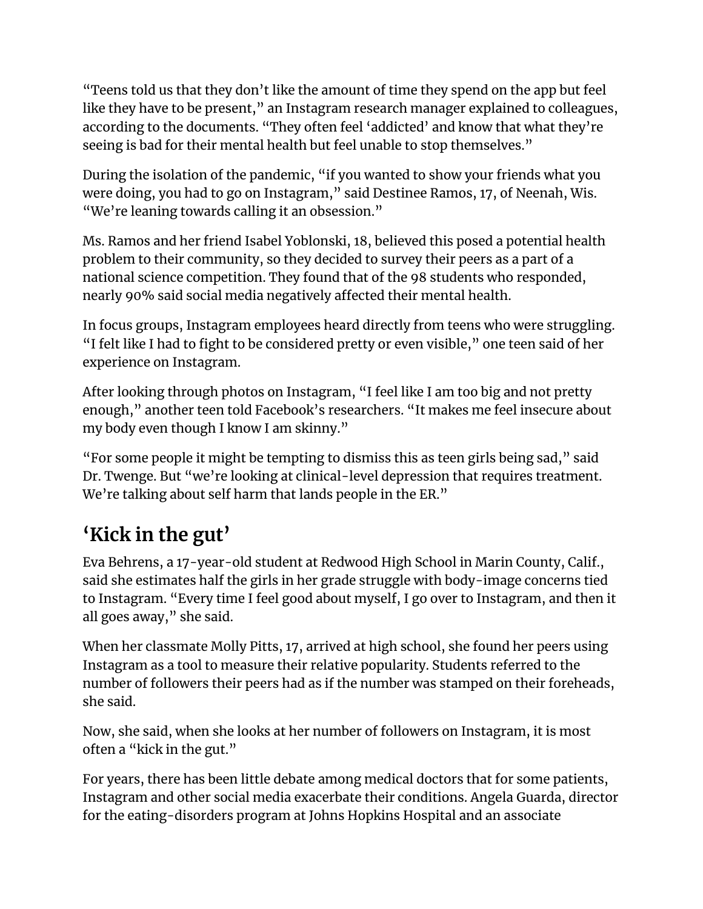"Teens told us that they don't like the amount of time they spend on the app but feel like they have to be present," an Instagram research manager explained to colleagues, according to the documents. "They often feel 'addicted' and know that what they're seeing is bad for their mental health but feel unable to stop themselves."

During the isolation of the pandemic, "if you wanted to show your friends what you were doing, you had to go on Instagram," said Destinee Ramos, 17, of Neenah, Wis. "We're leaning towards calling it an obsession."

Ms. Ramos and her friend Isabel Yoblonski, 18, believed this posed a potential health problem to their community, so they decided to survey their peers as a part of a national science competition. They found that of the 98 students who responded, nearly 90% said social media negatively affected their mental health.

In focus groups, Instagram employees heard directly from teens who were struggling. "I felt like I had to fight to be considered pretty or even visible," one teen said of her experience on Instagram.

After looking through photos on Instagram, "I feel like I am too big and not pretty enough," another teen told Facebook's researchers. "It makes me feel insecure about my body even though I know I am skinny."

"For some people it might be tempting to dismiss this as teen girls being sad," said Dr. Twenge. But "we're looking at clinical-level depression that requires treatment. We're talking about self harm that lands people in the ER."

## 'Kick in the gut'

Eva Behrens, a 17-year-old student at Redwood High School in Marin County, Calif., said she estimates half the girls in her grade struggle with body-image concerns tied to Instagram. "Every time I feel good about myself, I go over to Instagram, and then it all goes away," she said.

When her classmate Molly Pitts, 17, arrived at high school, she found her peers using Instagram as a tool to measure their relative popularity. Students referred to the number of followers their peers had as if the number was stamped on their foreheads, she said.

Now, she said, when she looks at her number of followers on Instagram, it is most often a "kick in the gut."

For years, there has been little debate among medical doctors that for some patients, Instagram and other social media exacerbate their conditions. Angela Guarda, director for the eating-disorders program at Johns Hopkins Hospital and an associate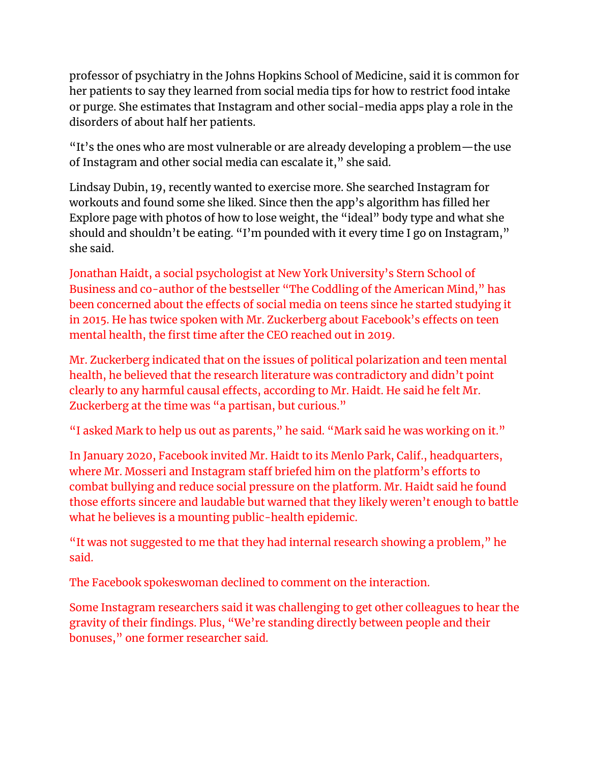professor of psychiatry in the Johns Hopkins School of Medicine, said it is common for her patients to say they learned from social media tips for how to restrict food intake or purge. She estimates that Instagram and other social-media apps play a role in the disorders of about half her patients.

"It's the ones who are most vulnerable or are already developing a problem—the use of Instagram and other social media can escalate it," she said.

Lindsay Dubin, 19, recently wanted to exercise more. She searched Instagram for workouts and found some she liked. Since then the app's algorithm has filled her Explore page with photos of how to lose weight, the "ideal" body type and what she should and shouldn't be eating. "I'm pounded with it every time I go on Instagram," she said.

Jonathan Haidt, a social psychologist at New York University's Stern School of Business and co-author of the bestseller "The Coddling of the American Mind," has been concerned about the effects of social media on teens since he started studying it in 2015. He has twice spoken with Mr. Zuckerberg about Facebook's effects on teen mental health, the first time after the CEO reached out in 2019.

Mr. Zuckerberg indicated that on the issues of political polarization and teen mental health, he believed that the research literature was contradictory and didn't point clearly to any harmful causal effects, according to Mr. Haidt. He said he felt Mr. Zuckerberg at the time was "a partisan, but curious."

"I asked Mark to help us out as parents," he said. "Mark said he was working on it."

In January 2020, Facebook invited Mr. Haidt to its Menlo Park, Calif., headquarters, where Mr. Mosseri and Instagram staff briefed him on the platform's efforts to combat bullying and reduce social pressure on the platform. Mr. Haidt said he found those efforts sincere and laudable but warned that they likely weren't enough to battle what he believes is a mounting public-health epidemic.

"It was not suggested to me that they had internal research showing a problem," he said.

The Facebook spokeswoman declined to comment on the interaction.

Some Instagram researchers said it was challenging to get other colleagues to hear the gravity of their findings. Plus, "We're standing directly between people and their bonuses," one former researcher said.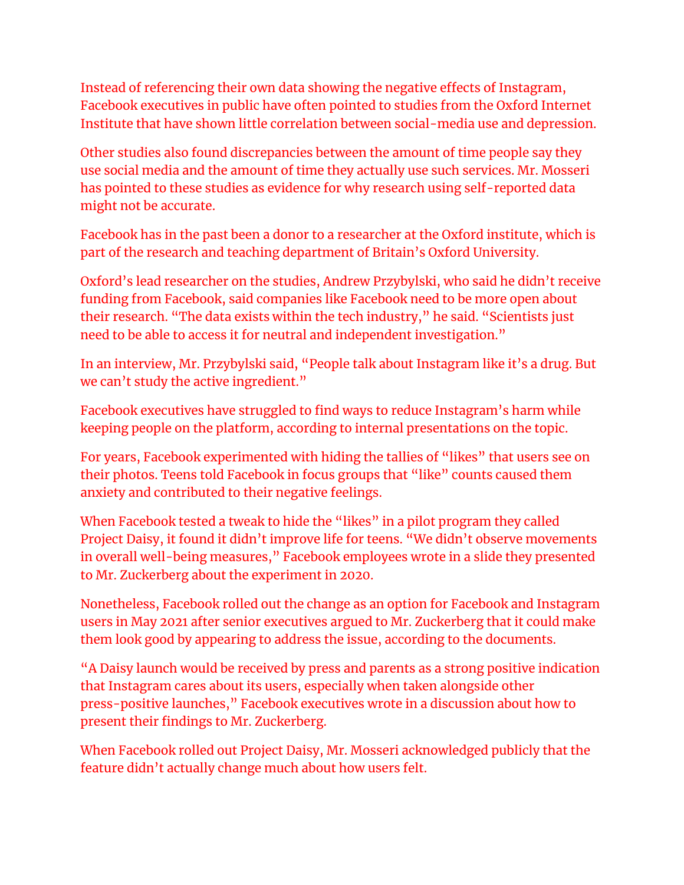Instead of referencing their own data showing the negative effects of Instagram, Facebook executives in public have often pointed to studies from the Oxford Internet Institute that have shown little correlation between social-media use and depression.

Other studies also found discrepancies between the amount of time people say they use social media and the amount of time they actually use such services. Mr. Mosseri has pointed to these studies as evidence for why research using self-reported data might not be accurate.

Facebook has in the past been a donor to a researcher at the Oxford institute, which is part of the research and teaching department of Britain's Oxford University.

Oxford's lead researcher on the studies, Andrew Przybylski, who said he didn't receive funding from Facebook, said companies like Facebook need to be more open about their research. "The data exists within the tech industry," he said. "Scientists just need to be able to access it for neutral and independent investigation."

In an interview, Mr. Przybylski said, "People talk about Instagram like it's a drug. But we can't study the active ingredient."

Facebook executives have struggled to find ways to reduce Instagram's harm while keeping people on the platform, according to internal presentations on the topic.

For years, Facebook experimented with hiding the tallies of "likes" that users see on their photos. Teens told Facebook in focus groups that "like" counts caused them anxiety and contributed to their negative feelings.

When Facebook tested a tweak to hide the "likes" in a pilot program they called Project Daisy, it found it didn't improve life for teens. "We didn't observe movements in overall well-being measures," Facebook employees wrote in a slide they presented to Mr. Zuckerberg about the experiment in 2020.

Nonetheless, Facebook rolled out the change as an option for Facebook and Instagram users in May 2021 after senior executives argued to Mr. Zuckerberg that it could make them look good by appearing to address the issue, according to the documents.

"A Daisy launch would be received by press and parents as a strong positive indication that Instagram cares about its users, especially when taken alongside other press-positive launches," Facebook executives wrote in a discussion about how to present their findings to Mr. Zuckerberg.

When Facebook rolled out Project Daisy, Mr. Mosseri acknowledged publicly that the feature didn't actually change much about how users felt.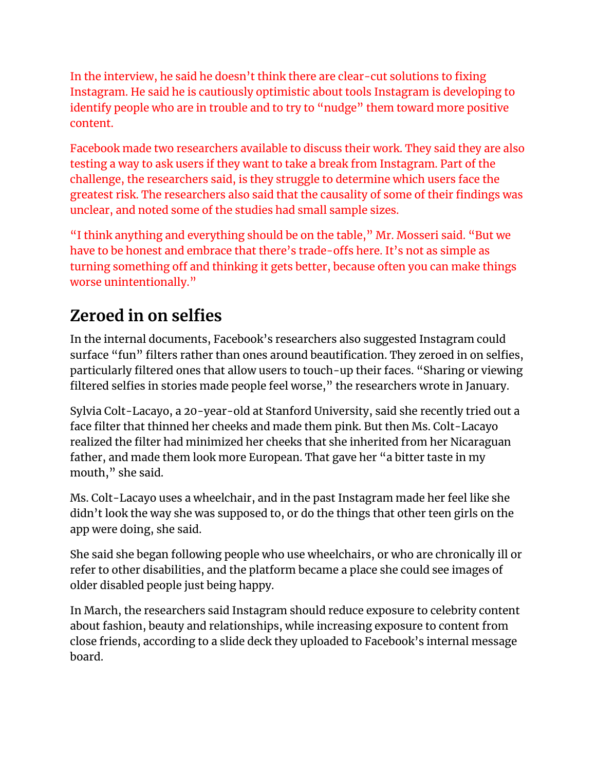In the interview, he said he doesn't think there are clear-cut solutions to fixing Instagram. He said he is cautiously optimistic about tools Instagram is developing to identify people who are in trouble and to try to "nudge" them toward more positive content.

Facebook made two researchers available to discuss their work. They said they are also testing a way to ask users if they want to take a break from Instagram. Part of the challenge, the researchers said, is they struggle to determine which users face the greatest risk. The researchers also said that the causality of some of their findings was unclear, and noted some of the studies had small sample sizes.

"I think anything and everything should be on the table," Mr. Mosseri said. "But we have to be honest and embrace that there's trade-offs here. It's not as simple as turning something off and thinking it gets better, because often you can make things worse unintentionally."

## Zeroed in on selfies

In the internal documents, Facebook's researchers also suggested Instagram could surface "fun" filters rather than ones around beautification. They zeroed in on selfies, particularly filtered ones that allow users to touch-up their faces. "Sharing or viewing filtered selfies in stories made people feel worse," the researchers wrote in January.

Sylvia Colt-Lacayo, a 20-year-old at Stanford University, said she recently tried out a face filter that thinned her cheeks and made them pink. But then Ms. Colt-Lacayo realized the filter had minimized her cheeks that she inherited from her Nicaraguan father, and made them look more European. That gave her "a bitter taste in my mouth," she said.

Ms. Colt-Lacayo uses a wheelchair, and in the past Instagram made her feel like she didn't look the way she was supposed to, or do the things that other teen girls on the app were doing, she said.

She said she began following people who use wheelchairs, or who are chronically ill or refer to other disabilities, and the platform became a place she could see images of older disabled people just being happy.

In March, the researchers said Instagram should reduce exposure to celebrity content about fashion, beauty and relationships, while increasing exposure to content from close friends, according to a slide deck they uploaded to Facebook's internal message board.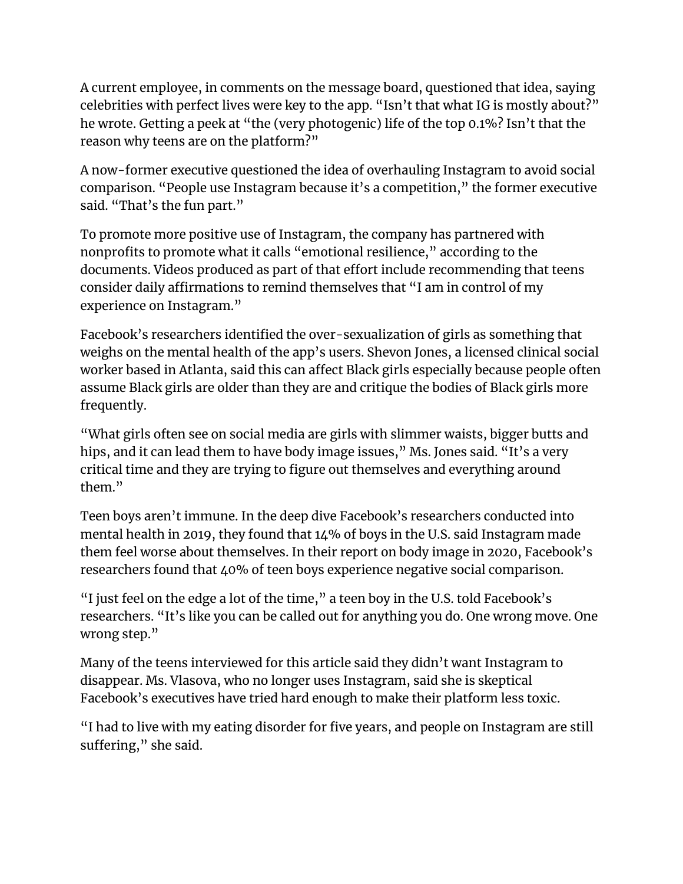A current employee, in comments on the message board, questioned that idea, saying celebrities with perfect lives were key to the app. "Isn't that what IG is mostly about?" he wrote. Getting a peek at "the (very photogenic) life of the top 0.1%? Isn't that the reason why teens are on the platform?"

A now-former executive questioned the idea of overhauling Instagram to avoid social comparison. "People use Instagram because it's a competition," the former executive said. "That's the fun part."

To promote more positive use of Instagram, the company has partnered with nonprofits to promote what it calls "emotional resilience," according to the documents. Videos produced as part of that effort include recommending that teens consider daily affirmations to remind themselves that "I am in control of my experience on Instagram."

Facebook's researchers identified the over-sexualization of girls as something that weighs on the mental health of the app's users. Shevon Jones, a licensed clinical social worker based in Atlanta, said this can affect Black girls especially because people often assume Black girls are older than they are and critique the bodies of Black girls more frequently.

"What girls often see on social media are girls with slimmer waists, bigger butts and hips, and it can lead them to have body image issues," Ms. Jones said. "It's a very critical time and they are trying to figure out themselves and everything around them."

Teen boys aren't immune. In the deep dive Facebook's researchers conducted into mental health in 2019, they found that 14% of boys in the U.S. said Instagram made them feel worse about themselves. In their report on body image in 2020, Facebook's researchers found that 40% of teen boys experience negative social comparison.

"I just feel on the edge a lot of the time," a teen boy in the U.S. told Facebook's researchers. "It's like you can be called out for anything you do. One wrong move. One wrong step."

Many of the teens interviewed for this article said they didn't want Instagram to disappear. Ms. Vlasova, who no longer uses Instagram, said she is skeptical Facebook's executives have tried hard enough to make their platform less toxic.

"I had to live with my eating disorder for five years, and people on Instagram are still suffering," she said.